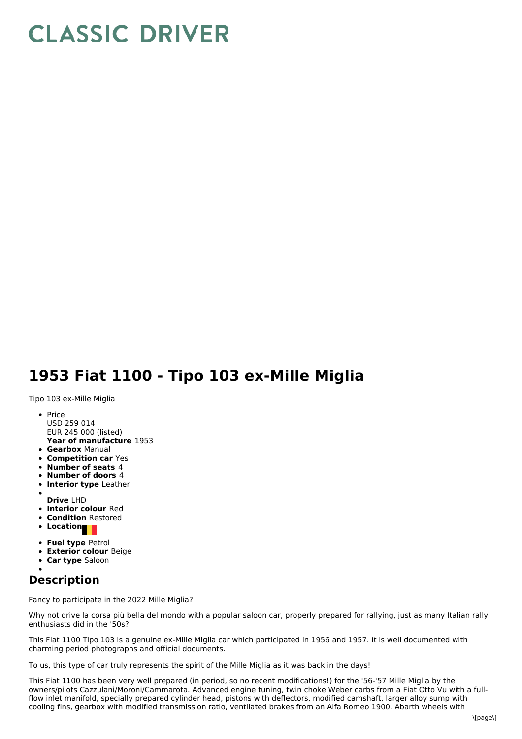# CLASSIC DRIVER

# 1953 Fiat 1100 - Tipo 103 ex-Mille Miglia

Tipo 103 ex-Mille Miglia

- Price
  USD 259 014
  EUR 245 000 (listed)
  **Year of manufacture** 1953
- **Gearbox** Manual
- **Competition car** Yes
- **Number of seats** 4
- **Number of doors** 4
- **Interior type** Leather
- **Drive** LHD
- **Interior colour** Red
- **Condition** Restored
- **Location**
- **Fuel type** Petrol
- **Exterior colour** Beige
- **Car type** Saloon

## Description

Fancy to participate in the 2022 Mille Miglia?

Why not drive la corsa più bella del mondo with a popular saloon car, properly prepared for rallying, just as many Italian rally enthusiasts did in the '50s?

This Fiat 1100 Tipo 103 is a genuine ex-Mille Miglia car which participated in 1956 and 1957. It is well documented with charming period photographs and official documents.

To us, this type of car truly represents the spirit of the Mille Miglia as it was back in the days!

This Fiat 1100 has been very well prepared (in period, so no recent modifications!) for the '56-'57 Mille Miglia by the owners/pilots Cazzulani/Moroni/Cammarota. Advanced engine tuning, twin choke Weber carbs from a Fiat Otto Vu with a full-flow inlet manifold, specially prepared cylinder head, pistons with deflectors, modified camshaft, larger alloy sump with cooling fins, gearbox with modified transmission ratio, ventilated brakes from an Alfa Romeo 1900, Abarth wheels with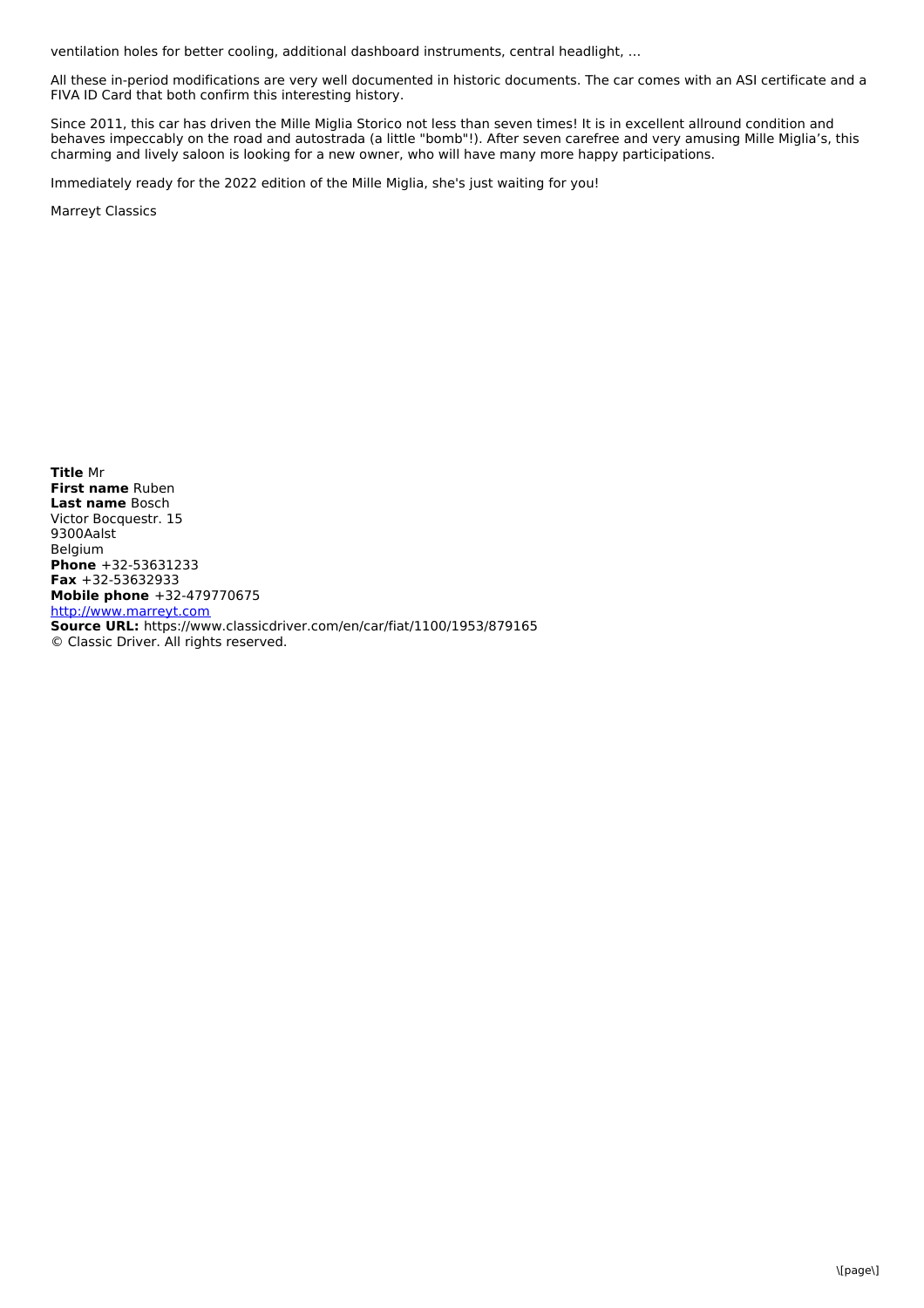ventilation holes for better cooling, additional dashboard instruments, central headlight, ...

All these in-period modifications are very well documented in historic documents. The car comes with an ASI certificate and a FIVA ID Card that both confirm this interesting history.

Since 2011, this car has driven the Mille Miglia Storico not less than seven times! It is in excellent allround condition and behaves impeccably on the road and autostrada (a little "bomb"!). After seven carefree and very amusing Mille Miglia's, this charming and lively saloon is looking for a new owner, who will have many more happy participations.

Immediately ready for the 2022 edition of the Mille Miglia, she's just waiting for you!

Marreyt Classics

**Title** Mr
**First name** Ruben
**Last name** Bosch
Victor Bocquestr. 15
9300Aalst
Belgium
**Phone** +32-53631233
**Fax** +32-53632933
**Mobile phone** +32-479770675
[http://www.marreyt.com](http://www.marreyt.com)
**Source URL:** https://www.classicdriver.com/en/car/fiat/1100/1953/879165
© Classic Driver. All rights reserved.